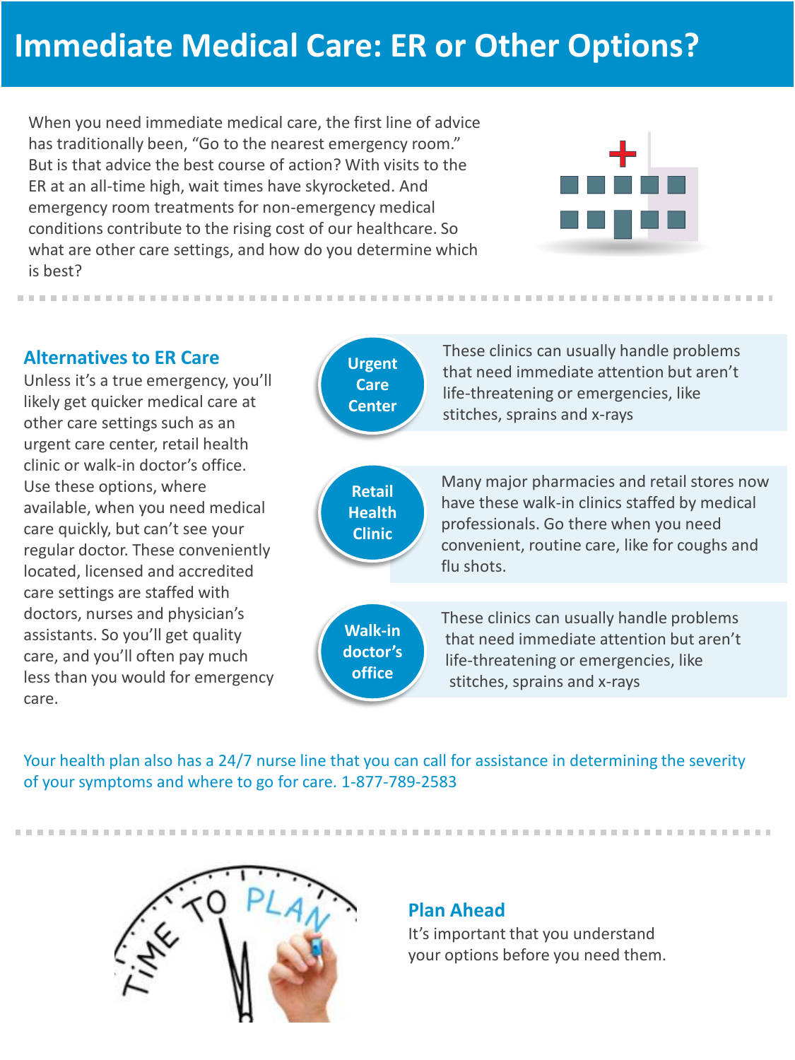# Immediate Medical Care: ER or Other Options?

When you need immediate medical care, the first line of advice has traditionally been, “Go to the nearest emergency room.” But is that advice the best course of action? With visits to the ER at an all-time high, wait times have skyrocketed. And emergency room treatments for non-emergency medical conditions contribute to the rising cost of our healthcare. So what are other care settings, and how do you determine which is best?

## Alternatives to ER Care

Unless it’s a true emergency, you’ll likely get quicker medical care at other care settings such as an urgent care center, retail health clinic or walk-in doctor’s office. Use these options, where available, when you need medical care quickly, but can’t see your regular doctor. These conveniently located, licensed and accredited care settings are staffed with doctors, nurses and physician’s assistants. So you’ll get quality care, and you’ll often pay much less than you would for emergency care.

**Urgent Care Center**

These clinics can usually handle problems that need immediate attention but aren’t life-threatening or emergencies, like stitches, sprains and x-rays

**Retail Health Clinic**

Many major pharmacies and retail stores now have these walk-in clinics staffed by medical professionals. Go there when you need convenient, routine care, like for coughs and flu shots.

**Walk-in doctor’s office**

These clinics can usually handle problems that need immediate attention but aren’t life-threatening or emergencies, like stitches, sprains and x-rays

Your health plan also has a 24/7 nurse line that you can call for assistance in determining the severity of your symptoms and where to go for care. 1-877-789-2583

## Plan Ahead

It’s important that you understand your options before you need them.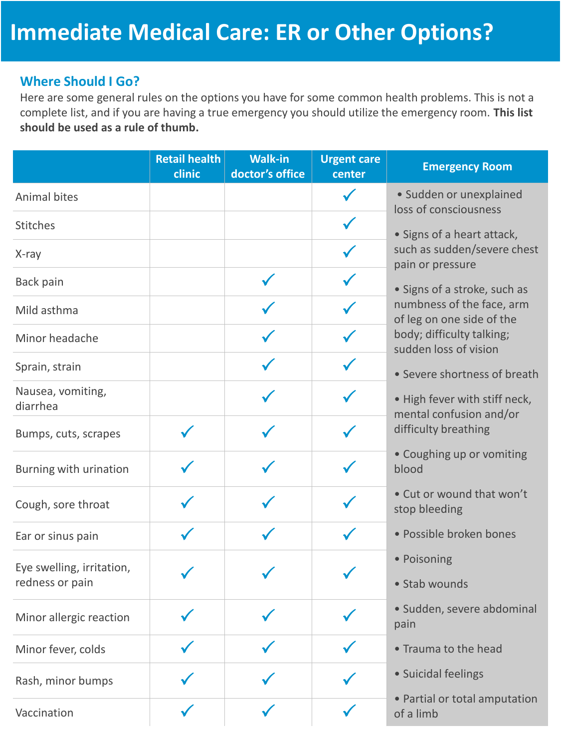# Immediate Medical Care: ER or Other Options?

## Where Should I Go?

Here are some general rules on the options you have for some common health problems. This is not a complete list, and if you are having a true emergency you should utilize the emergency room. **This list should be used as a rule of thumb.**

| | Retail health clinic | Walk-in doctor's office | Urgent care center |
|---|---|---|---|
| Animal bites | | | ✓ |
| Stitches | | | ✓ |
| X-ray | | | ✓ |
| Back pain | | ✓ | ✓ |
| Mild asthma | | ✓ | ✓ |
| Minor headache | | ✓ | ✓ |
| Sprain, strain | | ✓ | ✓ |
| Nausea, vomiting, diarrhea | | ✓ | ✓ |
| Bumps, cuts, scrapes | ✓ | ✓ | ✓ |
| Burning with urination | ✓ | ✓ | ✓ |
| Cough, sore throat | ✓ | ✓ | ✓ |
| Ear or sinus pain | ✓ | ✓ | ✓ |
| Eye swelling, irritation, redness or pain | ✓ | ✓ | ✓ |
| Minor allergic reaction | ✓ | ✓ | ✓ |
| Minor fever, colds | ✓ | ✓ | ✓ |
| Rash, minor bumps | ✓ | ✓ | ✓ |
| Vaccination | ✓ | ✓ | ✓ |

**Emergency Room**

- Sudden or unexplained loss of consciousness
- Signs of a heart attack, such as sudden/severe chest pain or pressure
- Signs of a stroke, such as numbness of the face, arm of leg on one side of the body; difficulty talking; sudden loss of vision
- Severe shortness of breath
- High fever with stiff neck, mental confusion and/or difficulty breathing
- Coughing up or vomiting blood
- Cut or wound that won't stop bleeding
- Possible broken bones
- Poisoning
- Stab wounds
- Sudden, severe abdominal pain
- Trauma to the head
- Suicidal feelings
- Partial or total amputation of a limb